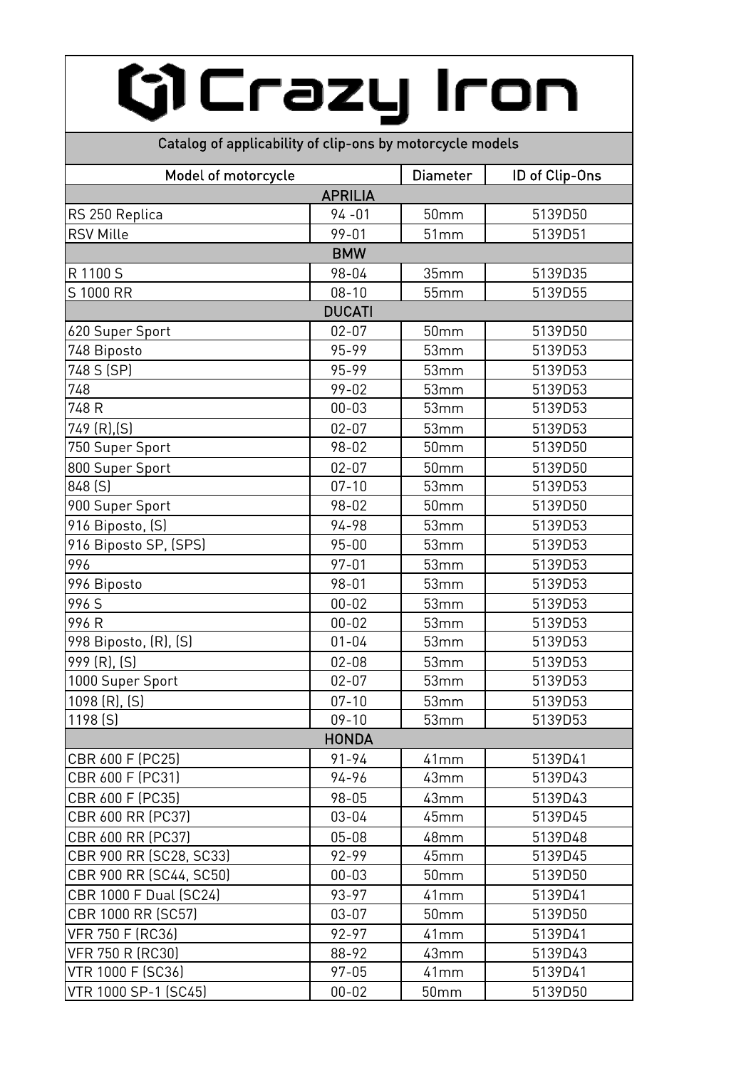# Crazy Iron

## Catalog of applicability of clip-ons by motorcycle models

| Model of motorcycle | | Diameter | ID of Clip-Ons |
|---|---|---|---|
| **APRILIA** | | | |
| RS 250 Replica | 94 -01 | 50mm | 5139D50 |
| RSV Mille | 99-01 | 51mm | 5139D51 |
| **BMW** | | | |
| R 1100 S | 98-04 | 35mm | 5139D35 |
| S 1000 RR | 08-10 | 55mm | 5139D55 |
| **DUCATI** | | | |
| 620 Super Sport | 02-07 | 50mm | 5139D50 |
| 748 Biposto | 95-99 | 53mm | 5139D53 |
| 748 S (SP) | 95-99 | 53mm | 5139D53 |
| 748 | 99-02 | 53mm | 5139D53 |
| 748 R | 00-03 | 53mm | 5139D53 |
| 749 (R),(S) | 02-07 | 53mm | 5139D53 |
| 750 Super Sport | 98-02 | 50mm | 5139D50 |
| 800 Super Sport | 02-07 | 50mm | 5139D50 |
| 848 (S) | 07-10 | 53mm | 5139D53 |
| 900 Super Sport | 98-02 | 50mm | 5139D50 |
| 916 Biposto, (S) | 94-98 | 53mm | 5139D53 |
| 916 Biposto SP, (SPS) | 95-00 | 53mm | 5139D53 |
| 996 | 97-01 | 53mm | 5139D53 |
| 996 Biposto | 98-01 | 53mm | 5139D53 |
| 996 S | 00-02 | 53mm | 5139D53 |
| 996 R | 00-02 | 53mm | 5139D53 |
| 998 Biposto, (R), (S) | 01-04 | 53mm | 5139D53 |
| 999 (R), (S) | 02-08 | 53mm | 5139D53 |
| 1000 Super Sport | 02-07 | 53mm | 5139D53 |
| 1098 (R), (S) | 07-10 | 53mm | 5139D53 |
| 1198 (S) | 09-10 | 53mm | 5139D53 |
| **HONDA** | | | |
| CBR 600 F (PC25) | 91-94 | 41mm | 5139D41 |
| CBR 600 F (PC31) | 94-96 | 43mm | 5139D43 |
| CBR 600 F (PC35) | 98-05 | 43mm | 5139D43 |
| CBR 600 RR (PC37) | 03-04 | 45mm | 5139D45 |
| CBR 600 RR (PC37) | 05-08 | 48mm | 5139D48 |
| CBR 900 RR (SC28, SC33) | 92-99 | 45mm | 5139D45 |
| CBR 900 RR (SC44, SC50) | 00-03 | 50mm | 5139D50 |
| CBR 1000 F Dual (SC24) | 93-97 | 41mm | 5139D41 |
| CBR 1000 RR (SC57) | 03-07 | 50mm | 5139D50 |
| VFR 750 F (RC36) | 92-97 | 41mm | 5139D41 |
| VFR 750 R (RC30) | 88-92 | 43mm | 5139D43 |
| VTR 1000 F (SC36) | 97-05 | 41mm | 5139D41 |
| VTR 1000 SP-1 (SC45) | 00-02 | 50mm | 5139D50 |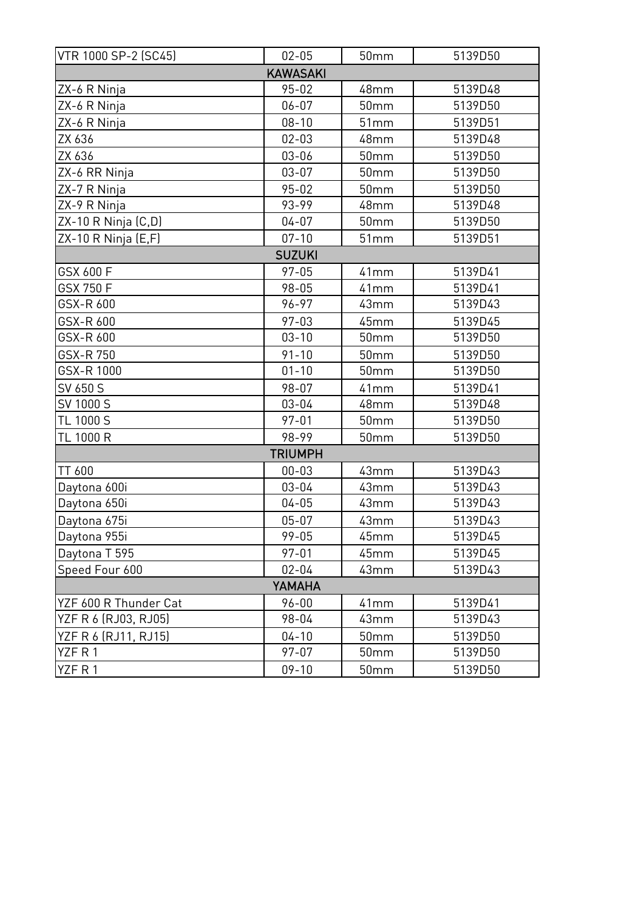| | | | |
|---|---|---|---|
| VTR 1000 SP-2 (SC45) | 02-05 | 50mm | 5139D50 |
| **KAWASAKI** | | | |
| ZX-6 R Ninja | 95-02 | 48mm | 5139D48 |
| ZX-6 R Ninja | 06-07 | 50mm | 5139D50 |
| ZX-6 R Ninja | 08-10 | 51mm | 5139D51 |
| ZX 636 | 02-03 | 48mm | 5139D48 |
| ZX 636 | 03-06 | 50mm | 5139D50 |
| ZX-6 RR Ninja | 03-07 | 50mm | 5139D50 |
| ZX-7 R Ninja | 95-02 | 50mm | 5139D50 |
| ZX-9 R Ninja | 93-99 | 48mm | 5139D48 |
| ZX-10 R Ninja (C,D) | 04-07 | 50mm | 5139D50 |
| ZX-10 R Ninja (E,F) | 07-10 | 51mm | 5139D51 |
| **SUZUKI** | | | |
| GSX 600 F | 97-05 | 41mm | 5139D41 |
| GSX 750 F | 98-05 | 41mm | 5139D41 |
| GSX-R 600 | 96-97 | 43mm | 5139D43 |
| GSX-R 600 | 97-03 | 45mm | 5139D45 |
| GSX-R 600 | 03-10 | 50mm | 5139D50 |
| GSX-R 750 | 91-10 | 50mm | 5139D50 |
| GSX-R 1000 | 01-10 | 50mm | 5139D50 |
| SV 650 S | 98-07 | 41mm | 5139D41 |
| SV 1000 S | 03-04 | 48mm | 5139D48 |
| TL 1000 S | 97-01 | 50mm | 5139D50 |
| TL 1000 R | 98-99 | 50mm | 5139D50 |
| **TRIUMPH** | | | |
| TT 600 | 00-03 | 43mm | 5139D43 |
| Daytona 600i | 03-04 | 43mm | 5139D43 |
| Daytona 650i | 04-05 | 43mm | 5139D43 |
| Daytona 675i | 05-07 | 43mm | 5139D43 |
| Daytona 955i | 99-05 | 45mm | 5139D45 |
| Daytona T 595 | 97-01 | 45mm | 5139D45 |
| Speed Four 600 | 02-04 | 43mm | 5139D43 |
| **YAMAHA** | | | |
| YZF 600 R Thunder Cat | 96-00 | 41mm | 5139D41 |
| YZF R 6 (RJ03, RJ05) | 98-04 | 43mm | 5139D43 |
| YZF R 6 (RJ11, RJ15) | 04-10 | 50mm | 5139D50 |
| YZF R 1 | 97-07 | 50mm | 5139D50 |
| YZF R 1 | 09-10 | 50mm | 5139D50 |